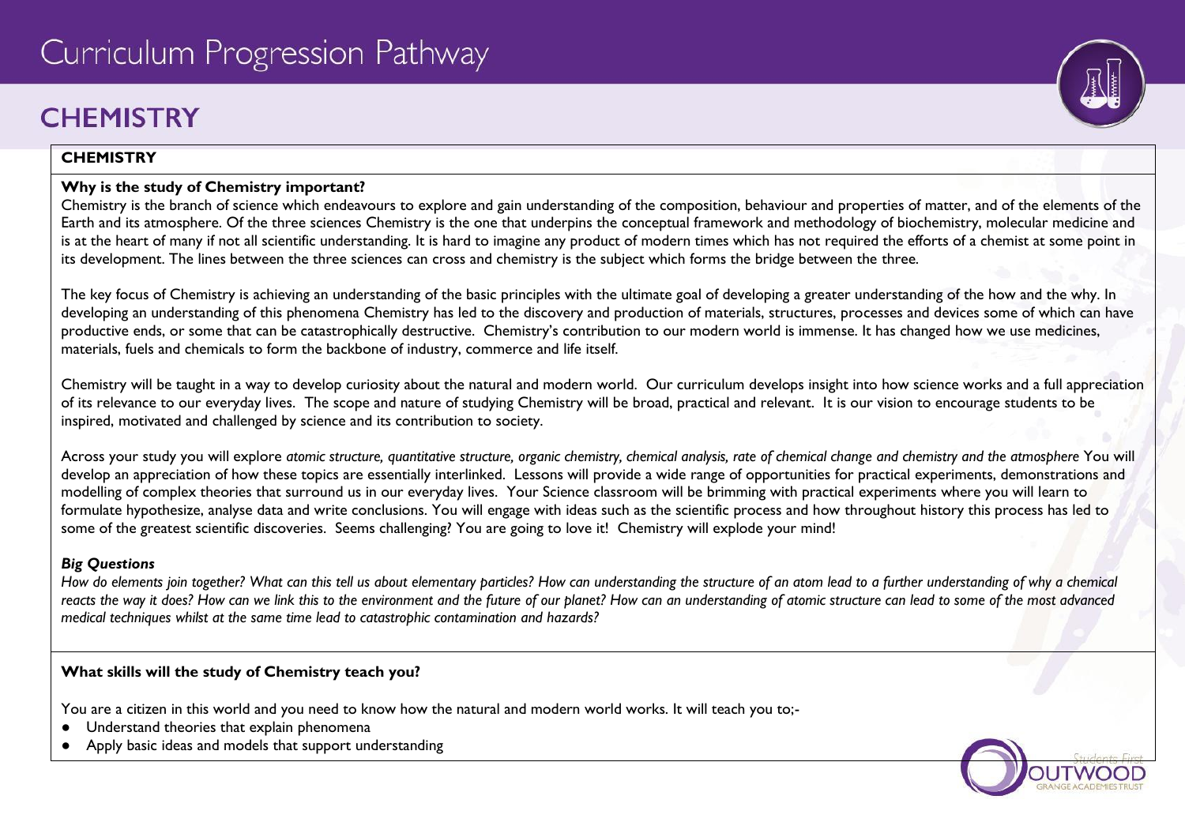# Curriculum Progression Pathway

## CHEMISTRY

**CHEMISTRY**

**Why is the study of Chemistry important?**

Chemistry is the branch of science which endeavours to explore and gain understanding of the composition, behaviour and properties of matter, and of the elements of the Earth and its atmosphere. Of the three sciences Chemistry is the one that underpins the conceptual framework and methodology of biochemistry, molecular medicine and is at the heart of many if not all scientific understanding. It is hard to imagine any product of modern times which has not required the efforts of a chemist at some point in its development. The lines between the three sciences can cross and chemistry is the subject which forms the bridge between the three.

The key focus of Chemistry is achieving an understanding of the basic principles with the ultimate goal of developing a greater understanding of the how and the why. In developing an understanding of this phenomena Chemistry has led to the discovery and production of materials, structures, processes and devices some of which can have productive ends, or some that can be catastrophically destructive. Chemistry's contribution to our modern world is immense. It has changed how we use medicines, materials, fuels and chemicals to form the backbone of industry, commerce and life itself.

Chemistry will be taught in a way to develop curiosity about the natural and modern world. Our curriculum develops insight into how science works and a full appreciation of its relevance to our everyday lives. The scope and nature of studying Chemistry will be broad, practical and relevant. It is our vision to encourage students to be inspired, motivated and challenged by science and its contribution to society.

Across your study you will explore *atomic structure, quantitative structure, organic chemistry, chemical analysis, rate of chemical change and chemistry and the atmosphere* You will develop an appreciation of how these topics are essentially interlinked. Lessons will provide a wide range of opportunities for practical experiments, demonstrations and modelling of complex theories that surround us in our everyday lives. Your Science classroom will be brimming with practical experiments where you will learn to formulate hypothesize, analyse data and write conclusions. You will engage with ideas such as the scientific process and how throughout history this process has led to some of the greatest scientific discoveries. Seems challenging? You are going to love it! Chemistry will explode your mind!

***Big Questions***

*How do elements join together? What can this tell us about elementary particles? How can understanding the structure of an atom lead to a further understanding of why a chemical reacts the way it does? How can we link this to the environment and the future of our planet? How can an understanding of atomic structure can lead to some of the most advanced medical techniques whilst at the same time lead to catastrophic contamination and hazards?*

**What skills will the study of Chemistry teach you?**

You are a citizen in this world and you need to know how the natural and modern world works. It will teach you to;-

- Understand theories that explain phenomena
- Apply basic ideas and models that support understanding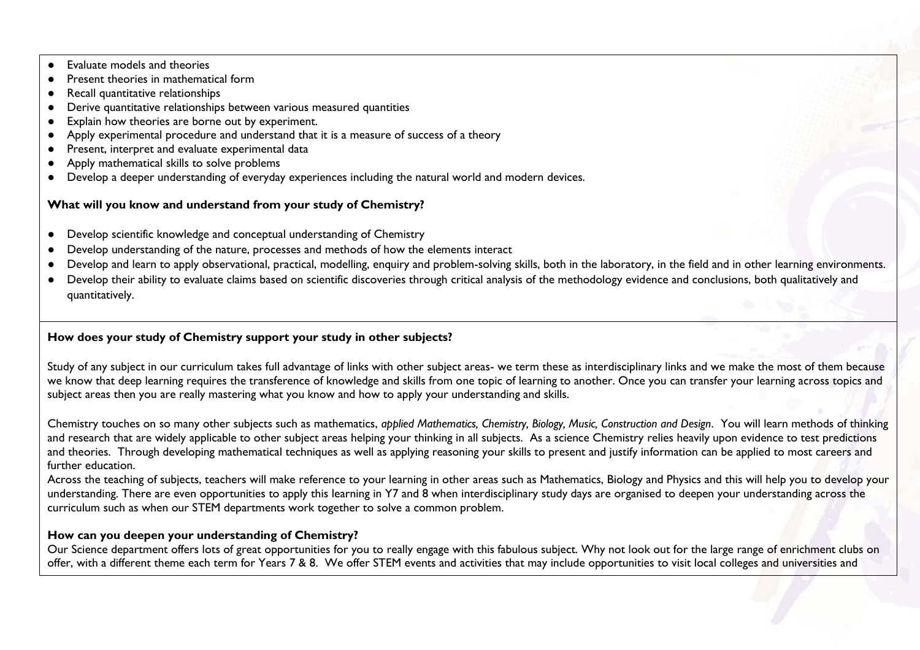- Evaluate models and theories
- Present theories in mathematical form
- Recall quantitative relationships
- Derive quantitative relationships between various measured quantities
- Explain how theories are borne out by experiment.
- Apply experimental procedure and understand that it is a measure of success of a theory
- Present, interpret and evaluate experimental data
- Apply mathematical skills to solve problems
- Develop a deeper understanding of everyday experiences including the natural world and modern devices.

**What will you know and understand from your study of Chemistry?**

- Develop scientific knowledge and conceptual understanding of Chemistry
- Develop understanding of the nature, processes and methods of how the elements interact
- Develop and learn to apply observational, practical, modelling, enquiry and problem-solving skills, both in the laboratory, in the field and in other learning environments.
- Develop their ability to evaluate claims based on scientific discoveries through critical analysis of the methodology evidence and conclusions, both qualitatively and quantitatively.

**How does your study of Chemistry support your study in other subjects?**

Study of any subject in our curriculum takes full advantage of links with other subject areas- we term these as interdisciplinary links and we make the most of them because we know that deep learning requires the transference of knowledge and skills from one topic of learning to another. Once you can transfer your learning across topics and subject areas then you are really mastering what you know and how to apply your understanding and skills.

Chemistry touches on so many other subjects such as mathematics, *applied Mathematics, Chemistry, Biology, Music, Construction and Design*. You will learn methods of thinking and research that are widely applicable to other subject areas helping your thinking in all subjects. As a science Chemistry relies heavily upon evidence to test predictions and theories. Through developing mathematical techniques as well as applying reasoning your skills to present and justify information can be applied to most careers and further education.

Across the teaching of subjects, teachers will make reference to your learning in other areas such as Mathematics, Biology and Physics and this will help you to develop your understanding. There are even opportunities to apply this learning in Y7 and 8 when interdisciplinary study days are organised to deepen your understanding across the curriculum such as when our STEM departments work together to solve a common problem.

**How can you deepen your understanding of Chemistry?**

Our Science department offers lots of great opportunities for you to really engage with this fabulous subject. Why not look out for the large range of enrichment clubs on offer, with a different theme each term for Years 7 & 8. We offer STEM events and activities that may include opportunities to visit local colleges and universities and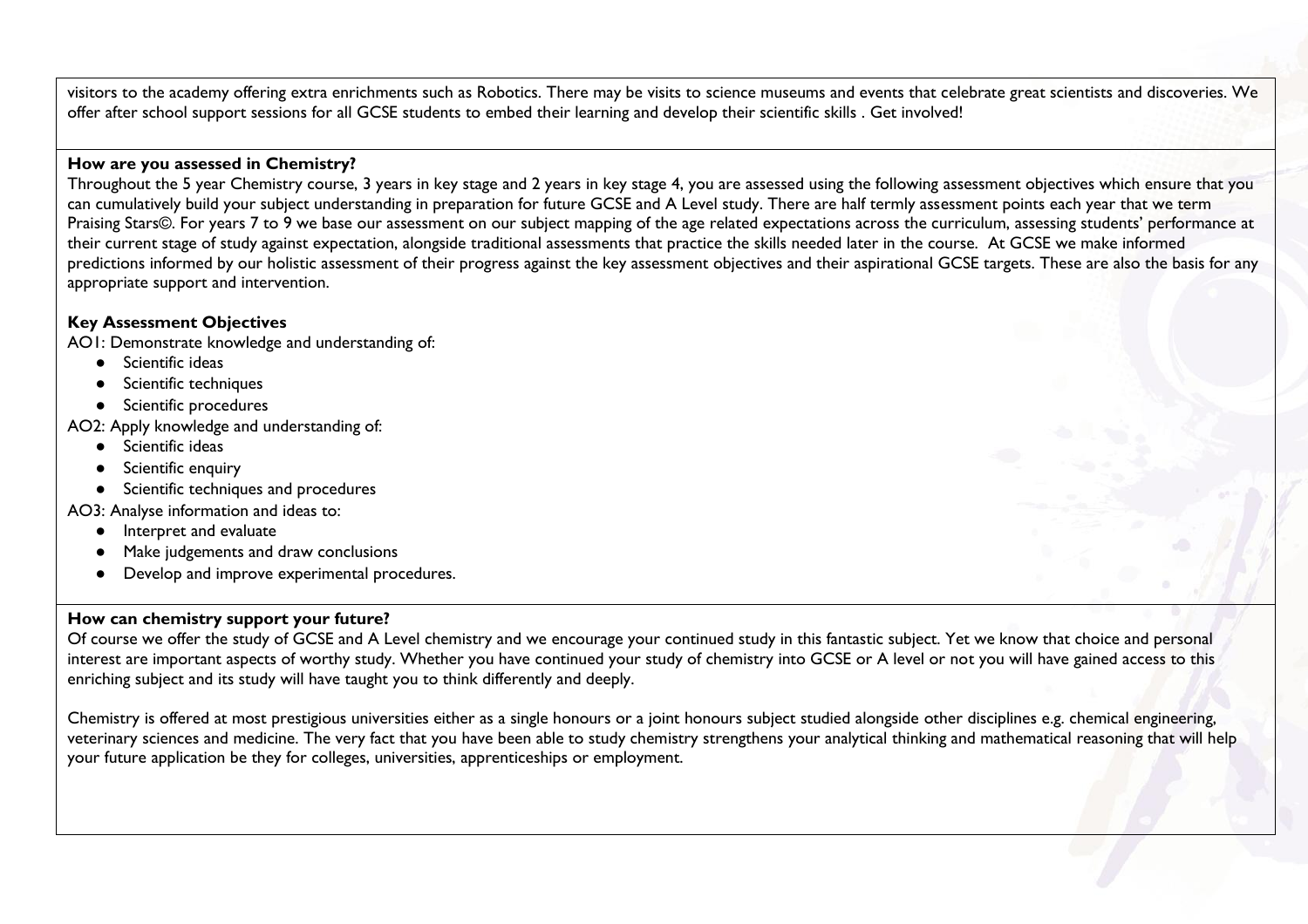visitors to the academy offering extra enrichments such as Robotics. There may be visits to science museums and events that celebrate great scientists and discoveries. We offer after school support sessions for all GCSE students to embed their learning and develop their scientific skills . Get involved!

**How are you assessed in Chemistry?**

Throughout the 5 year Chemistry course, 3 years in key stage and 2 years in key stage 4, you are assessed using the following assessment objectives which ensure that you can cumulatively build your subject understanding in preparation for future GCSE and A Level study. There are half termly assessment points each year that we term Praising Stars©. For years 7 to 9 we base our assessment on our subject mapping of the age related expectations across the curriculum, assessing students' performance at their current stage of study against expectation, alongside traditional assessments that practice the skills needed later in the course. At GCSE we make informed predictions informed by our holistic assessment of their progress against the key assessment objectives and their aspirational GCSE targets. These are also the basis for any appropriate support and intervention.

**Key Assessment Objectives**

AO1: Demonstrate knowledge and understanding of:

- Scientific ideas
- Scientific techniques
- Scientific procedures

AO2: Apply knowledge and understanding of:

- Scientific ideas
- Scientific enquiry
- Scientific techniques and procedures

AO3: Analyse information and ideas to:

- Interpret and evaluate
- Make judgements and draw conclusions
- Develop and improve experimental procedures.

**How can chemistry support your future?**

Of course we offer the study of GCSE and A Level chemistry and we encourage your continued study in this fantastic subject. Yet we know that choice and personal interest are important aspects of worthy study. Whether you have continued your study of chemistry into GCSE or A level or not you will have gained access to this enriching subject and its study will have taught you to think differently and deeply.

Chemistry is offered at most prestigious universities either as a single honours or a joint honours subject studied alongside other disciplines e.g. chemical engineering, veterinary sciences and medicine. The very fact that you have been able to study chemistry strengthens your analytical thinking and mathematical reasoning that will help your future application be they for colleges, universities, apprenticeships or employment.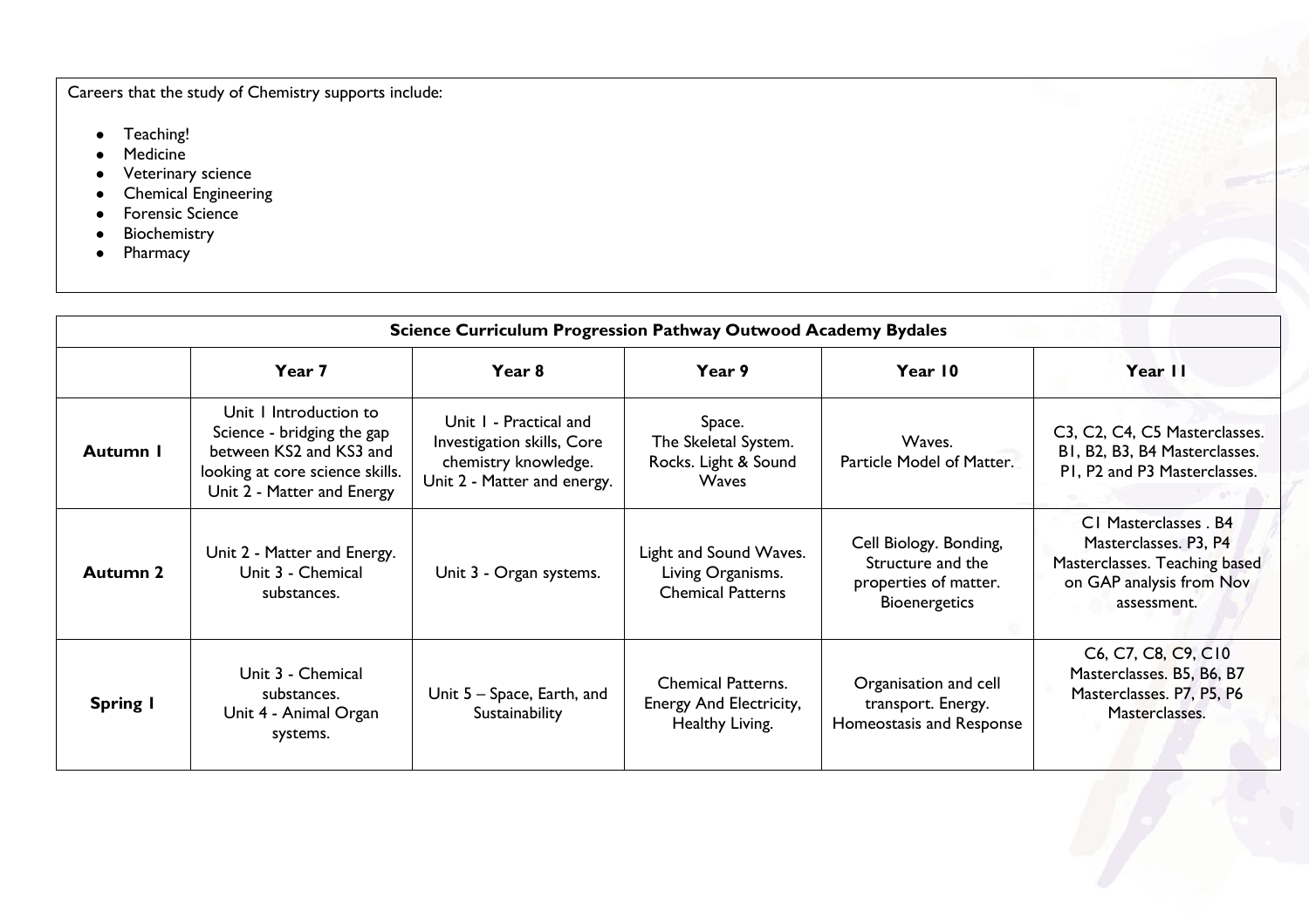Careers that the study of Chemistry supports include:

- Teaching!
- Medicine
- Veterinary science
- Chemical Engineering
- Forensic Science
- Biochemistry
- Pharmacy

| Science Curriculum Progression Pathway Outwood Academy Bydales | | | | | |
|---|---|---|---|---|---|
| | **Year 7** | **Year 8** | **Year 9** | **Year 10** | **Year 11** |
| **Autumn 1** | Unit 1 Introduction to Science - bridging the gap between KS2 and KS3 and looking at core science skills. Unit 2 - Matter and Energy | Unit 1 - Practical and Investigation skills, Core chemistry knowledge. Unit 2 - Matter and energy. | Space. The Skeletal System. Rocks. Light & Sound Waves | Waves. Particle Model of Matter. | C3, C2, C4, C5 Masterclasses. B1, B2, B3, B4 Masterclasses. P1, P2 and P3 Masterclasses. |
| **Autumn 2** | Unit 2 - Matter and Energy. Unit 3 - Chemical substances. | Unit 3 - Organ systems. | Light and Sound Waves. Living Organisms. Chemical Patterns | Cell Biology. Bonding, Structure and the properties of matter. Bioenergetics | C1 Masterclasses . B4 Masterclasses. P3, P4 Masterclasses. Teaching based on GAP analysis from Nov assessment. |
| **Spring 1** | Unit 3 - Chemical substances. Unit 4 - Animal Organ systems. | Unit 5 – Space, Earth, and Sustainability | Chemical Patterns. Energy And Electricity, Healthy Living. | Organisation and cell transport. Energy. Homeostasis and Response | C6, C7, C8, C9, C10 Masterclasses. B5, B6, B7 Masterclasses. P7, P5, P6 Masterclasses. |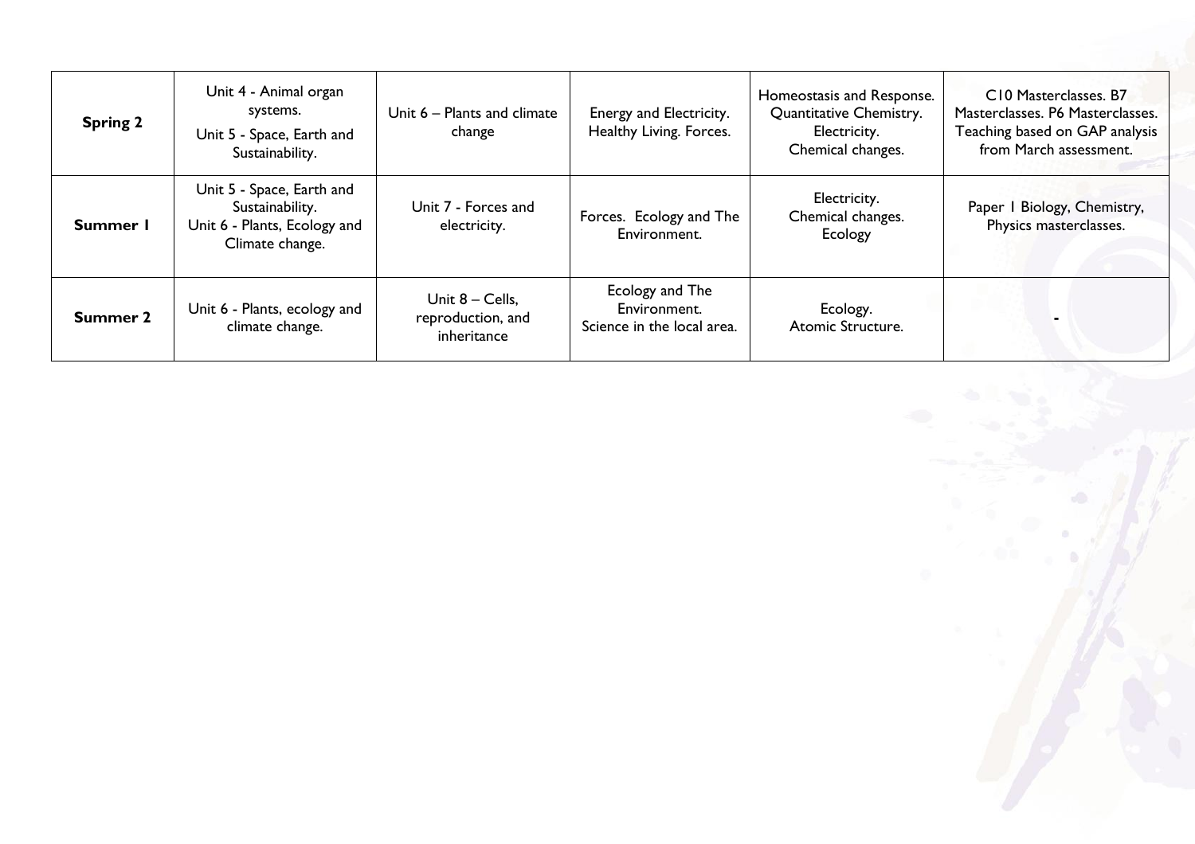| | | | | | |
|---|---|---|---|---|---|
| **Spring 2** | Unit 4 - Animal organ systems.<br>Unit 5 - Space, Earth and Sustainability. | Unit 6 – Plants and climate change | Energy and Electricity. Healthy Living. Forces. | Homeostasis and Response. Quantitative Chemistry. Electricity. Chemical changes. | C10 Masterclasses. B7 Masterclasses. P6 Masterclasses. Teaching based on GAP analysis from March assessment. |
| **Summer 1** | Unit 5 - Space, Earth and Sustainability.<br>Unit 6 - Plants, Ecology and Climate change. | Unit 7 - Forces and electricity. | Forces. Ecology and The Environment. | Electricity. Chemical changes. Ecology | Paper 1 Biology, Chemistry, Physics masterclasses. |
| **Summer 2** | Unit 6 - Plants, ecology and climate change. | Unit 8 – Cells, reproduction, and inheritance | Ecology and The Environment. Science in the local area. | Ecology. Atomic Structure. | - |